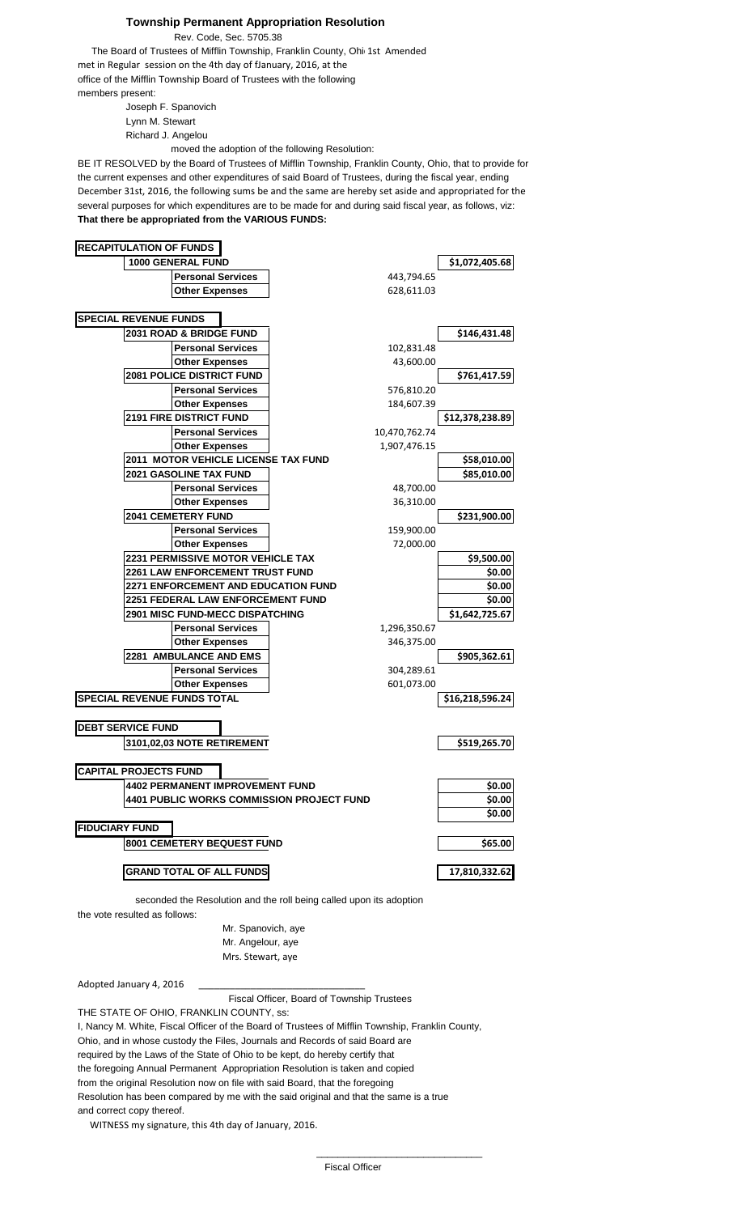# Township Permanent Appropriation Resolution

Rev. Code, Sec. 5705.38

The Board of Trustees of Mifflin Township, Franklin County, Ohi 1st Amended met in Regular session on the 4th day of fJanuary, 2016, at the office of the Mifflin Township Board of Trustees with the following members present:

Joseph F. Spanovich
Lynn M. Stewart
Richard J. Angelou

moved the adoption of the following Resolution:

BE IT RESOLVED by the Board of Trustees of Mifflin Township, Franklin County, Ohio, that to provide for the current expenses and other expenditures of said Board of Trustees, during the fiscal year, ending December 31st, 2016, the following sums be and the same are hereby set aside and appropriated for the several purposes for which expenditures are to be made for and during said fiscal year, as follows, viz:

**That there be appropriated from the VARIOUS FUNDS:**

| | | |
|---|---|---|
| **RECAPITULATION OF FUNDS** | | |
| **1000 GENERAL FUND** | | **$1,072,405.68** |
| **Personal Services** | 443,794.65 | |
| **Other Expenses** | 628,611.03 | |
| | | |
| **SPECIAL REVENUE FUNDS** | | |
| **2031 ROAD & BRIDGE FUND** | | **$146,431.48** |
| **Personal Services** | 102,831.48 | |
| **Other Expenses** | 43,600.00 | |
| **2081 POLICE DISTRICT FUND** | | **$761,417.59** |
| **Personal Services** | 576,810.20 | |
| **Other Expenses** | 184,607.39 | |
| **2191 FIRE DISTRICT FUND** | | **$12,378,238.89** |
| **Personal Services** | 10,470,762.74 | |
| **Other Expenses** | 1,907,476.15 | |
| **2011 MOTOR VEHICLE LICENSE TAX FUND** | | **$58,010.00** |
| **2021 GASOLINE TAX FUND** | | **$85,010.00** |
| **Personal Services** | 48,700.00 | |
| **Other Expenses** | 36,310.00 | |
| **2041 CEMETERY FUND** | | **$231,900.00** |
| **Personal Services** | 159,900.00 | |
| **Other Expenses** | 72,000.00 | |
| **2231 PERMISSIVE MOTOR VEHICLE TAX** | | **$9,500.00** |
| **2261 LAW ENFORCEMENT TRUST FUND** | | **$0.00** |
| **2271 ENFORCEMENT AND EDUCATION FUND** | | **$0.00** |
| **2251 FEDERAL LAW ENFORCEMENT FUND** | | **$0.00** |
| **2901 MISC FUND-MECC DISPATCHING** | | **$1,642,725.67** |
| **Personal Services** | 1,296,350.67 | |
| **Other Expenses** | 346,375.00 | |
| **2281 AMBULANCE AND EMS** | | **$905,362.61** |
| **Personal Services** | 304,289.61 | |
| **Other Expenses** | 601,073.00 | |
| **SPECIAL REVENUE FUNDS TOTAL** | | **$16,218,596.24** |
| | | |
| **DEBT SERVICE FUND** | | |
| **3101,02,03 NOTE RETIREMENT** | | **$519,265.70** |
| | | |
| **CAPITAL PROJECTS FUND** | | |
| **4402 PERMANENT IMPROVEMENT FUND** | | **$0.00** |
| **4401 PUBLIC WORKS COMMISSION PROJECT FUND** | | **$0.00** |
| | | **$0.00** |
| **FIDUCIARY FUND** | | |
| **8001 CEMETERY BEQUEST FUND** | | **$65.00** |
| | | |
| **GRAND TOTAL OF ALL FUNDS** | | **17,810,332.62** |

seconded the Resolution and the roll being called upon its adoption the vote resulted as follows:

Mr. Spanovich, aye
Mr. Angelour, aye
Mrs. Stewart, aye

Adopted January 4, 2016 ________________________________

Fiscal Officer, Board of Township Trustees

THE STATE OF OHIO, FRANKLIN COUNTY, ss:

I, Nancy M. White, Fiscal Officer of the Board of Trustees of Mifflin Township, Franklin County, Ohio, and in whose custody the Files, Journals and Records of said Board are required by the Laws of the State of Ohio to be kept, do hereby certify that the foregoing Annual Permanent Appropriation Resolution is taken and copied from the original Resolution now on file with said Board, that the foregoing Resolution has been compared by me with the said original and that the same is a true and correct copy thereof.

WITNESS my signature, this 4th day of January, 2016.

________________________________

Fiscal Officer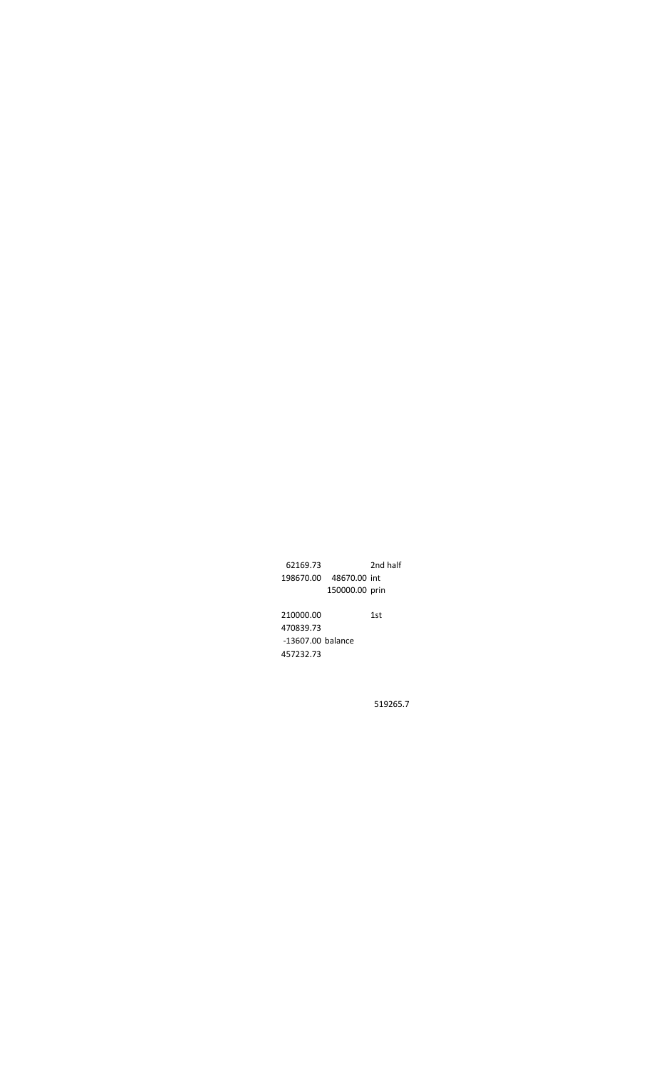| | | |
|---|---|---|
| 62169.73 | | 2nd half |
| 198670.00 | 48670.00 int | |
| | 150000.00 prin | |
| | | |
| 210000.00 | | 1st |
| 470839.73 | | |
| -13607.00 balance | | |
| 457232.73 | | |
| | | |
| | | 519265.7 |